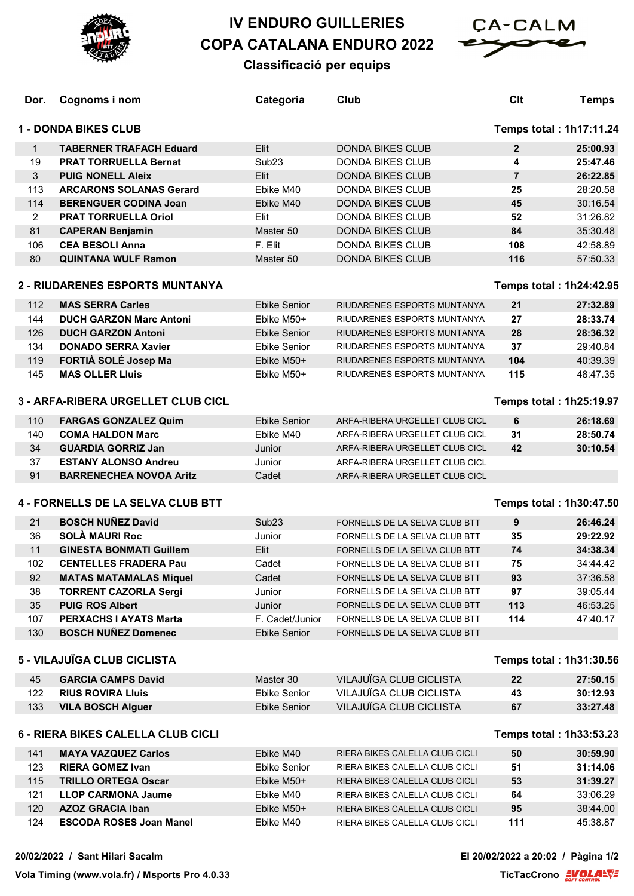# IV ENDURO GUILLERIES

## COPA CATALANA ENDURO 2022

### Classificació per equips

### 1 - DONDA BIKES CLUB — Temps total : 1h17:11.24

| Dor. | Cognoms i nom | Categoria | Club | Clt | Temps |
|---|---|---|---|---|---|
| 1 | **TABERNER TRAFACH Eduard** | Elit | DONDA BIKES CLUB | **2** | **25:00.93** |
| 19 | **PRAT TORRUELLA Bernat** | Sub23 | DONDA BIKES CLUB | **4** | **25:47.46** |
| 3 | **PUIG NONELL Aleix** | Elit | DONDA BIKES CLUB | **7** | **26:22.85** |
| 113 | **ARCARONS SOLANAS Gerard** | Ebike M40 | DONDA BIKES CLUB | **25** | 28:20.58 |
| 114 | **BERENGUER CODINA Joan** | Ebike M40 | DONDA BIKES CLUB | **45** | 30:16.54 |
| 2 | **PRAT TORRUELLA Oriol** | Elit | DONDA BIKES CLUB | **52** | 31:26.82 |
| 81 | **CAPERAN Benjamin** | Master 50 | DONDA BIKES CLUB | **84** | 35:30.48 |
| 106 | **CEA BESOLI Anna** | F. Elit | DONDA BIKES CLUB | **108** | 42:58.89 |
| 80 | **QUINTANA WULF Ramon** | Master 50 | DONDA BIKES CLUB | **116** | 57:50.33 |

### 2 - RIUDARENES ESPORTS MUNTANYA — Temps total : 1h24:42.95

| Dor. | Cognoms i nom | Categoria | Club | Clt | Temps |
|---|---|---|---|---|---|
| 112 | **MAS SERRA Carles** | Ebike Senior | RIUDARENES ESPORTS MUNTANYA | **21** | **27:32.89** |
| 144 | **DUCH GARZON Marc Antoni** | Ebike M50+ | RIUDARENES ESPORTS MUNTANYA | **27** | **28:33.74** |
| 126 | **DUCH GARZON Antoni** | Ebike Senior | RIUDARENES ESPORTS MUNTANYA | **28** | **28:36.32** |
| 134 | **DONADO SERRA Xavier** | Ebike Senior | RIUDARENES ESPORTS MUNTANYA | **37** | 29:40.84 |
| 119 | **FORTIÀ SOLÉ Josep Ma** | Ebike M50+ | RIUDARENES ESPORTS MUNTANYA | **104** | 40:39.39 |
| 145 | **MAS OLLER Lluis** | Ebike M50+ | RIUDARENES ESPORTS MUNTANYA | **115** | 48:47.35 |

### 3 - ARFA-RIBERA URGELLET CLUB CICL — Temps total : 1h25:19.97

| Dor. | Cognoms i nom | Categoria | Club | Clt | Temps |
|---|---|---|---|---|---|
| 110 | **FARGAS GONZALEZ Quim** | Ebike Senior | ARFA-RIBERA URGELLET CLUB CICL | **6** | **26:18.69** |
| 140 | **COMA HALDON Marc** | Ebike M40 | ARFA-RIBERA URGELLET CLUB CICL | **31** | **28:50.74** |
| 34 | **GUARDIA GORRIZ Jan** | Junior | ARFA-RIBERA URGELLET CLUB CICL | **42** | **30:10.54** |
| 37 | **ESTANY ALONSO Andreu** | Junior | ARFA-RIBERA URGELLET CLUB CICL | | |
| 91 | **BARRENECHEA NOVOA Aritz** | Cadet | ARFA-RIBERA URGELLET CLUB CICL | | |

### 4 - FORNELLS DE LA SELVA CLUB BTT — Temps total : 1h30:47.50

| Dor. | Cognoms i nom | Categoria | Club | Clt | Temps |
|---|---|---|---|---|---|
| 21 | **BOSCH NUÑEZ David** | Sub23 | FORNELLS DE LA SELVA CLUB BTT | **9** | **26:46.24** |
| 36 | **SOLÀ MAURI Roc** | Junior | FORNELLS DE LA SELVA CLUB BTT | **35** | **29:22.92** |
| 11 | **GINESTA BONMATI Guillem** | Elit | FORNELLS DE LA SELVA CLUB BTT | **74** | **34:38.34** |
| 102 | **CENTELLES FRADERA Pau** | Cadet | FORNELLS DE LA SELVA CLUB BTT | **75** | 34:44.42 |
| 92 | **MATAS MATAMALAS Miquel** | Cadet | FORNELLS DE LA SELVA CLUB BTT | **93** | 37:36.58 |
| 38 | **TORRENT CAZORLA Sergi** | Junior | FORNELLS DE LA SELVA CLUB BTT | **97** | 39:05.44 |
| 35 | **PUIG ROS Albert** | Junior | FORNELLS DE LA SELVA CLUB BTT | **113** | 46:53.25 |
| 107 | **PERXACHS I AYATS Marta** | F. Cadet/Junior | FORNELLS DE LA SELVA CLUB BTT | **114** | 47:40.17 |
| 130 | **BOSCH NUÑEZ Domenec** | Ebike Senior | FORNELLS DE LA SELVA CLUB BTT | | |

### 5 - VILAJUÏGA CLUB CICLISTA — Temps total : 1h31:30.56

| Dor. | Cognoms i nom | Categoria | Club | Clt | Temps |
|---|---|---|---|---|---|
| 45 | **GARCIA CAMPS David** | Master 30 | VILAJUÏGA CLUB CICLISTA | **22** | **27:50.15** |
| 122 | **RIUS ROVIRA Lluis** | Ebike Senior | VILAJUÏGA CLUB CICLISTA | **43** | **30:12.93** |
| 133 | **VILA BOSCH Alguer** | Ebike Senior | VILAJUÏGA CLUB CICLISTA | **67** | **33:27.48** |

### 6 - RIERA BIKES CALELLA CLUB CICLI — Temps total : 1h33:53.23

| Dor. | Cognoms i nom | Categoria | Club | Clt | Temps |
|---|---|---|---|---|---|
| 141 | **MAYA VAZQUEZ Carlos** | Ebike M40 | RIERA BIKES CALELLA CLUB CICLI | **50** | **30:59.90** |
| 123 | **RIERA GOMEZ Ivan** | Ebike Senior | RIERA BIKES CALELLA CLUB CICLI | **51** | **31:14.06** |
| 115 | **TRILLO ORTEGA Oscar** | Ebike M50+ | RIERA BIKES CALELLA CLUB CICLI | **53** | **31:39.27** |
| 121 | **LLOP CARMONA Jaume** | Ebike M40 | RIERA BIKES CALELLA CLUB CICLI | **64** | 33:06.29 |
| 120 | **AZOZ GRACIA Iban** | Ebike M50+ | RIERA BIKES CALELLA CLUB CICLI | **95** | 38:44.00 |
| 124 | **ESCODA ROSES Joan Manel** | Ebike M40 | RIERA BIKES CALELLA CLUB CICLI | **111** | 45:38.87 |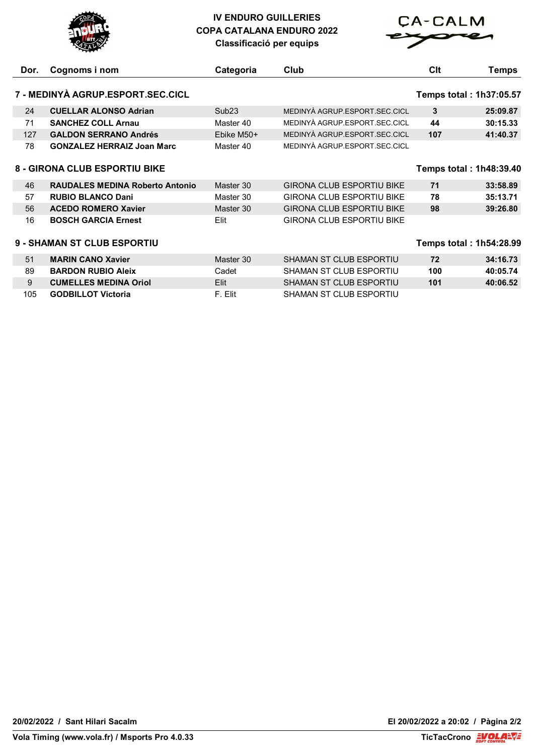# IV ENDURO GUILLERIES
## COPA CATALANA ENDURO 2022
### Classificació per equips

| Dor. | Cognoms i nom | Categoria | Club | Clt | Temps |
|---|---|---|---|---|---|
| **7 - MEDINYÀ AGRUP.ESPORT.SEC.CICL** | | | | | **Temps total : 1h37:05.57** |
| 24 | **CUELLAR ALONSO Adrian** | Sub23 | MEDINYÀ AGRUP.ESPORT.SEC.CICL | **3** | **25:09.87** |
| 71 | **SANCHEZ COLL Arnau** | Master 40 | MEDINYÀ AGRUP.ESPORT.SEC.CICL | **44** | **30:15.33** |
| 127 | **GALDON SERRANO Andrés** | Ebike M50+ | MEDINYÀ AGRUP.ESPORT.SEC.CICL | **107** | **41:40.37** |
| 78 | **GONZALEZ HERRAIZ Joan Marc** | Master 40 | MEDINYÀ AGRUP.ESPORT.SEC.CICL | | |
| **8 - GIRONA CLUB ESPORTIU BIKE** | | | | | **Temps total : 1h48:39.40** |
| 46 | **RAUDALES MEDINA Roberto Antonio** | Master 30 | GIRONA CLUB ESPORTIU BIKE | **71** | **33:58.89** |
| 57 | **RUBIO BLANCO Dani** | Master 30 | GIRONA CLUB ESPORTIU BIKE | **78** | **35:13.71** |
| 56 | **ACEDO ROMERO Xavier** | Master 30 | GIRONA CLUB ESPORTIU BIKE | **98** | **39:26.80** |
| 16 | **BOSCH GARCIA Ernest** | Elit | GIRONA CLUB ESPORTIU BIKE | | |
| **9 - SHAMAN ST CLUB ESPORTIU** | | | | | **Temps total : 1h54:28.99** |
| 51 | **MARIN CANO Xavier** | Master 30 | SHAMAN ST CLUB ESPORTIU | **72** | **34:16.73** |
| 89 | **BARDON RUBIO Aleix** | Cadet | SHAMAN ST CLUB ESPORTIU | **100** | **40:05.74** |
| 9 | **CUMELLES MEDINA Oriol** | Elit | SHAMAN ST CLUB ESPORTIU | **101** | **40:06.52** |
| 105 | **GODBILLOT Victoria** | F. Elit | SHAMAN ST CLUB ESPORTIU | | |

20/02/2022 / Sant Hilari Sacalm — El 20/02/2022 a 20:02

Vola Timing (www.vola.fr) / Msports Pro 4.0.33 — TicTacCrono